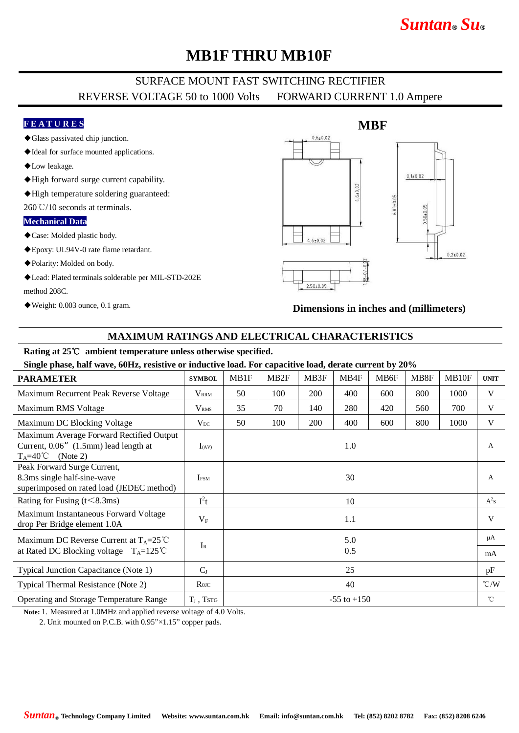# MB1F THRU MB10F

SURFACE MOUNT FAST SWITCHING RECTIFIER

REVERSE VOLTAGE 50 to 1000 Volts FORWARD CURRENT 1.0 Ampere

## FEATURES

- ◆Glass passivated chip junction.
- ◆Ideal for surface mounted applications.
- ◆Low leakage.
- ◆High forward surge current capability.
- ◆High temperature soldering guaranteed: 260℃/10 seconds at terminals.

## Mechanical Data

- ◆Case: Molded plastic body.
- ◆Epoxy: UL94V-0 rate flame retardant.
- ◆Polarity: Molded on body.
- ◆Lead: Plated terminals solderable per MIL-STD-202E method 208C.
- ◆Weight: 0.003 ounce, 0.1 gram.

**MBF**

**Dimensions in inches and (millimeters)**

## MAXIMUM RATINGS AND ELECTRICAL CHARACTERISTICS

**Rating at 25℃ ambient temperature unless otherwise specified.**

**Single phase, half wave, 60Hz, resistive or inductive load. For capacitive load, derate current by 20%**

| PARAMETER | SYMBOL | MB1F | MB2F | MB3F | MB4F | MB6F | MB8F | MB10F | UNIT |
|---|---|---|---|---|---|---|---|---|---|
| Maximum Recurrent Peak Reverse Voltage | $V_{RRM}$ | 50 | 100 | 200 | 400 | 600 | 800 | 1000 | V |
| Maximum RMS Voltage | $V_{RMS}$ | 35 | 70 | 140 | 280 | 420 | 560 | 700 | V |
| Maximum DC Blocking Voltage | $V_{DC}$ | 50 | 100 | 200 | 400 | 600 | 800 | 1000 | V |
| Maximum Average Forward Rectified Output Current, 0.06” (1.5mm) lead length at $T_A$=40℃ (Note 2) | $I_{(AV)}$ | 1.0 | | | | | | | A |
| Peak Forward Surge Current, 8.3ms single half-sine-wave superimposed on rated load (JEDEC method) | $I_{FSM}$ | 30 | | | | | | | A |
| Rating for Fusing (t<8.3ms) | $I^2t$ | 10 | | | | | | | $A^2s$ |
| Maximum Instantaneous Forward Voltage drop Per Bridge element 1.0A | $V_F$ | 1.1 | | | | | | | V |
| Maximum DC Reverse Current at $T_A$=25℃ at Rated DC Blocking voltage $T_A$=125℃ | $I_R$ | 5.0 / 0.5 | | | | | | | μA / mA |
| Typical Junction Capacitance (Note 1) | $C_J$ | 25 | | | | | | | pF |
| Typical Thermal Resistance (Note 2) | $R_{\theta JC}$ | 40 | | | | | | | ℃/W |
| Operating and Storage Temperature Range | $T_J$ , $T_{STG}$ | -55 to +150 | | | | | | | ℃ |

**Note:** 1. Measured at 1.0MHz and applied reverse voltage of 4.0 Volts.

2. Unit mounted on P.C.B. with 0.95”×1.15” copper pads.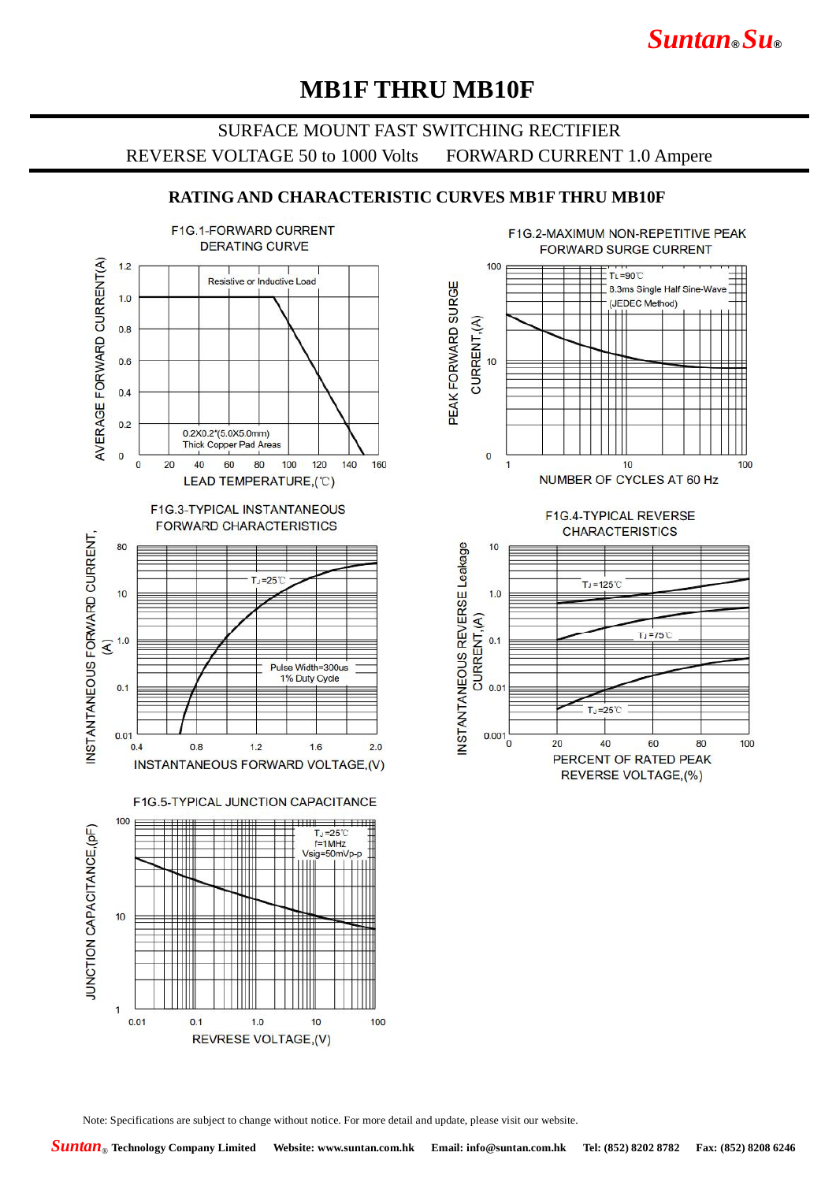# MB1F THRU MB10F

SURFACE MOUNT FAST SWITCHING RECTIFIER

REVERSE VOLTAGE 50 to 1000 Volts FORWARD CURRENT 1.0 Ampere

## RATING AND CHARACTERISTIC CURVES MB1F THRU MB10F

F1G.1-FORWARD CURRENT DERATING CURVE

AVERAGE FORWARD CURRENT(A)

1.2
1.0
0.8
0.6
0.4
0.2
0

Resistive or Inductive Load

0.2X0.2"(5.0X5.0mm) Thick Copper Pad Areas

0 20 40 60 80 100 120 140 160

LEAD TEMPERATURE,(℃)

F1G.2-MAXIMUM NON-REPETITIVE PEAK FORWARD SURGE CURRENT

PEAK FORWARD SURGE CURRENT,(A)

100
10
0

TL=90℃
8.3ms Single Half Sine-Wave
(JEDEC Method)

1 10 100

NUMBER OF CYCLES AT 60 Hz

F1G.3-TYPICAL INSTANTANEOUS FORWARD CHARACTERISTICS

INSTANTANEOUS FORWARD CURRENT, (A)

80
10
1.0
0.1
0.01

TJ=25℃

Pulse Width=300us
1% Duty Cycle

0.4 0.8 1.2 1.6 2.0

INSTANTANEOUS FORWARD VOLTAGE,(V)

F1G.4-TYPICAL REVERSE CHARACTERISTICS

INSTANTANEOUS REVERSE Leakage CURRENT,(A)

10
1.0
0.1
0.01
0.001

TJ=125℃
TJ=75℃
TJ=25℃

0 20 40 60 80 100

PERCENT OF RATED PEAK REVERSE VOLTAGE,(%)

F1G.5-TYPICAL JUNCTION CAPACITANCE

JUNCTION CAPACITANCE,(pF)

100
10
1

TJ=25℃
f=1MHz
Vsig=50mVp-p

0.01 0.1 1.0 10 100

REVRESE VOLTAGE,(V)

Note: Specifications are subject to change without notice. For more detail and update, please visit our website.